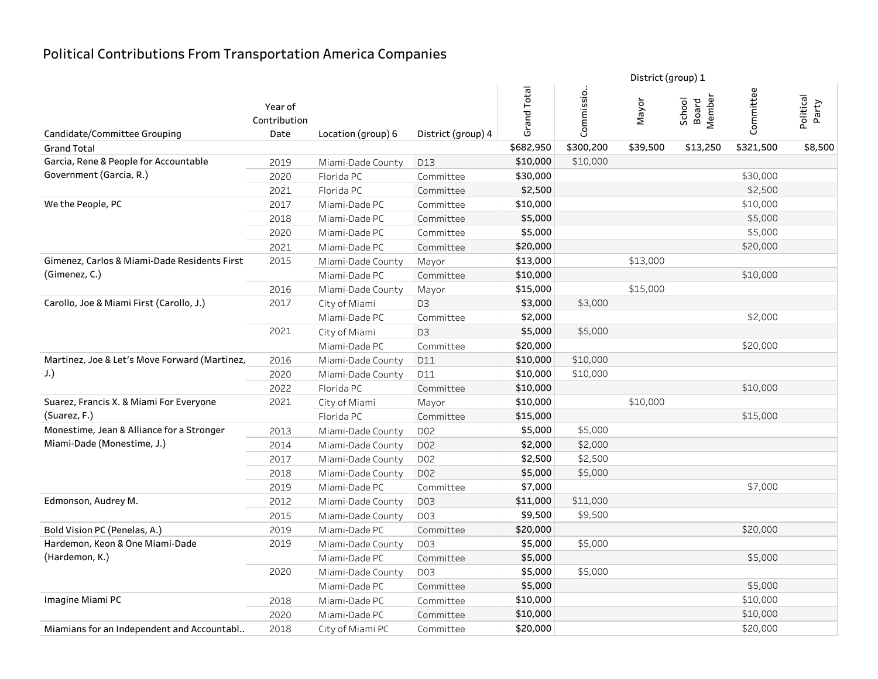# Political Contributions From Transportation America Companies

| Candidate/Committee Grouping | Year of Contribution Date | Location (group) 6 | District (group) 4 | Grand Total | District (group) 1 | | | | |
|---|---|---|---|---|---|---|---|---|---|
| | | | | | Commissio.. | Mayor | School Board Member | Committee | Political Party |
| Grand Total | | | | $682,950 | $300,200 | $39,500 | $13,250 | $321,500 | $8,500 |
| Garcia, Rene & People for Accountable Government (Garcia, R.) | 2019 | Miami-Dade County | D13 | $10,000 | $10,000 | | | | |
| | 2020 | Florida PC | Committee | $30,000 | | | | $30,000 | |
| | 2021 | Florida PC | Committee | $2,500 | | | | $2,500 | |
| We the People, PC | 2017 | Miami-Dade PC | Committee | $10,000 | | | | $10,000 | |
| | 2018 | Miami-Dade PC | Committee | $5,000 | | | | $5,000 | |
| | 2020 | Miami-Dade PC | Committee | $5,000 | | | | $5,000 | |
| | 2021 | Miami-Dade PC | Committee | $20,000 | | | | $20,000 | |
| Gimenez, Carlos & Miami-Dade Residents First (Gimenez, C.) | 2015 | Miami-Dade County | Mayor | $13,000 | | $13,000 | | | |
| | | Miami-Dade PC | Committee | $10,000 | | | | $10,000 | |
| | 2016 | Miami-Dade County | Mayor | $15,000 | | $15,000 | | | |
| Carollo, Joe & Miami First (Carollo, J.) | 2017 | City of Miami | D3 | $3,000 | $3,000 | | | | |
| | | Miami-Dade PC | Committee | $2,000 | | | | $2,000 | |
| | 2021 | City of Miami | D3 | $5,000 | $5,000 | | | | |
| | | Miami-Dade PC | Committee | $20,000 | | | | $20,000 | |
| Martinez, Joe & Let's Move Forward (Martinez, J.) | 2016 | Miami-Dade County | D11 | $10,000 | $10,000 | | | | |
| | 2020 | Miami-Dade County | D11 | $10,000 | $10,000 | | | | |
| | 2022 | Florida PC | Committee | $10,000 | | | | $10,000 | |
| Suarez, Francis X. & Miami For Everyone (Suarez, F.) | 2021 | City of Miami | Mayor | $10,000 | | $10,000 | | | |
| | | Florida PC | Committee | $15,000 | | | | $15,000 | |
| Monestime, Jean & Alliance for a Stronger Miami-Dade (Monestime, J.) | 2013 | Miami-Dade County | D02 | $5,000 | $5,000 | | | | |
| | 2014 | Miami-Dade County | D02 | $2,000 | $2,000 | | | | |
| | 2017 | Miami-Dade County | D02 | $2,500 | $2,500 | | | | |
| | 2018 | Miami-Dade County | D02 | $5,000 | $5,000 | | | | |
| | 2019 | Miami-Dade PC | Committee | $7,000 | | | | $7,000 | |
| Edmonson, Audrey M. | 2012 | Miami-Dade County | D03 | $11,000 | $11,000 | | | | |
| | 2015 | Miami-Dade County | D03 | $9,500 | $9,500 | | | | |
| Bold Vision PC (Penelas, A.) | 2019 | Miami-Dade PC | Committee | $20,000 | | | | $20,000 | |
| Hardemon, Keon & One Miami-Dade (Hardemon, K.) | 2019 | Miami-Dade County | D03 | $5,000 | $5,000 | | | | |
| | | Miami-Dade PC | Committee | $5,000 | | | | $5,000 | |
| | 2020 | Miami-Dade County | D03 | $5,000 | $5,000 | | | | |
| | | Miami-Dade PC | Committee | $5,000 | | | | $5,000 | |
| Imagine Miami PC | 2018 | Miami-Dade PC | Committee | $10,000 | | | | $10,000 | |
| | 2020 | Miami-Dade PC | Committee | $10,000 | | | | $10,000 | |
| Miamians for an Independent and Accountabl.. | 2018 | City of Miami PC | Committee | $20,000 | | | | $20,000 | |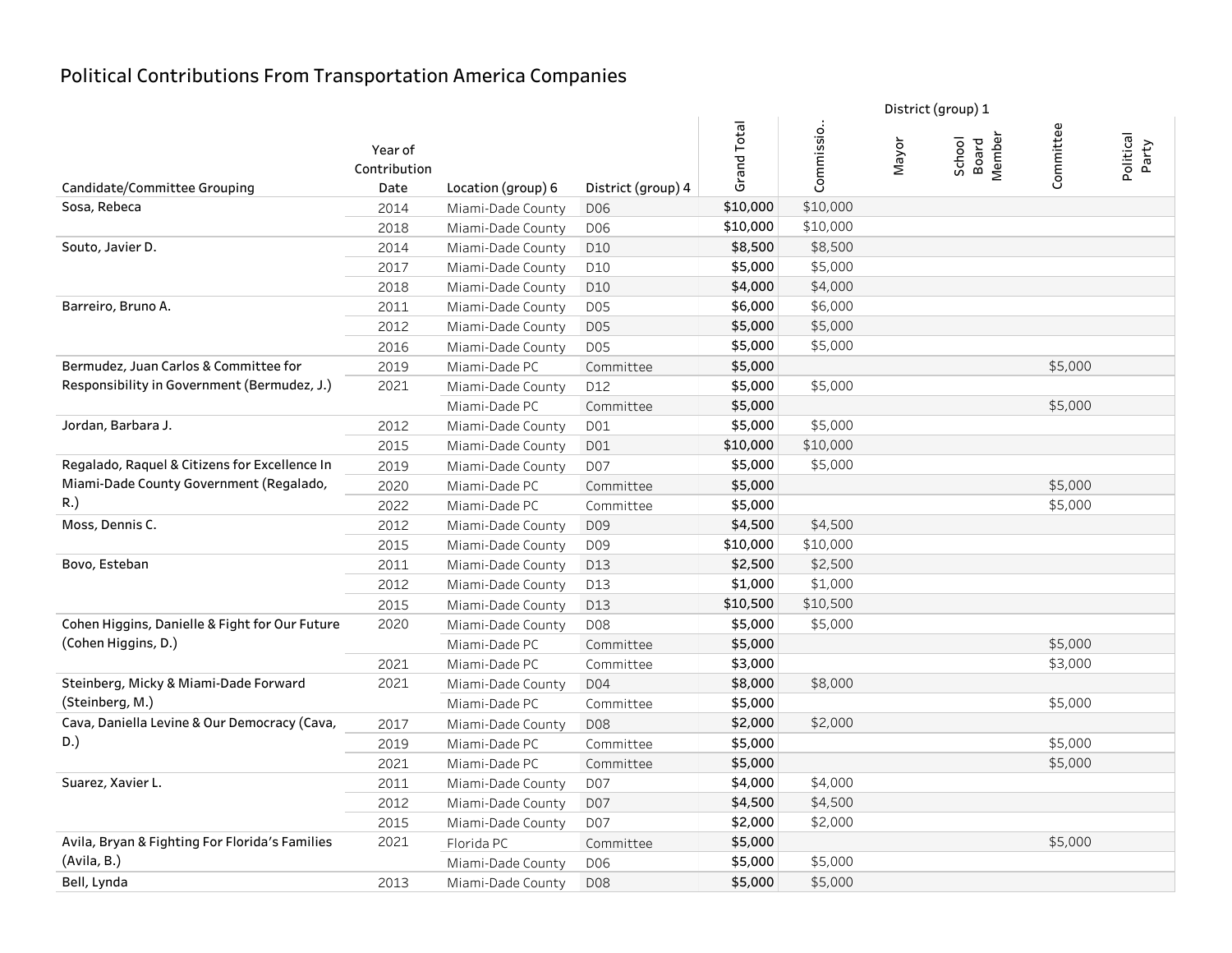## Political Contributions From Transportation America Companies

| Candidate/Committee Grouping | Year of Contribution Date | Location (group) 6 | District (group) 4 | Grand Total | District (group) 1 | | | | |
|---|---|---|---|---|---|---|---|---|---|
| | | | | | Commissio.. | Mayor | School Board Member | Committee | Political Party |
| Sosa, Rebeca | 2014 | Miami-Dade County | D06 | $10,000 | $10,000 | | | | |
| | 2018 | Miami-Dade County | D06 | $10,000 | $10,000 | | | | |
| Souto, Javier D. | 2014 | Miami-Dade County | D10 | $8,500 | $8,500 | | | | |
| | 2017 | Miami-Dade County | D10 | $5,000 | $5,000 | | | | |
| | 2018 | Miami-Dade County | D10 | $4,000 | $4,000 | | | | |
| Barreiro, Bruno A. | 2011 | Miami-Dade County | D05 | $6,000 | $6,000 | | | | |
| | 2012 | Miami-Dade County | D05 | $5,000 | $5,000 | | | | |
| | 2016 | Miami-Dade County | D05 | $5,000 | $5,000 | | | | |
| Bermudez, Juan Carlos & Committee for Responsibility in Government (Bermudez, J.) | 2019 | Miami-Dade PC | Committee | $5,000 | | | | $5,000 | |
| | 2021 | Miami-Dade County | D12 | $5,000 | $5,000 | | | | |
| | | Miami-Dade PC | Committee | $5,000 | | | | $5,000 | |
| Jordan, Barbara J. | 2012 | Miami-Dade County | D01 | $5,000 | $5,000 | | | | |
| | 2015 | Miami-Dade County | D01 | $10,000 | $10,000 | | | | |
| Regalado, Raquel & Citizens for Excellence In Miami-Dade County Government (Regalado, R.) | 2019 | Miami-Dade County | D07 | $5,000 | $5,000 | | | | |
| | 2020 | Miami-Dade PC | Committee | $5,000 | | | | $5,000 | |
| | 2022 | Miami-Dade PC | Committee | $5,000 | | | | $5,000 | |
| Moss, Dennis C. | 2012 | Miami-Dade County | D09 | $4,500 | $4,500 | | | | |
| | 2015 | Miami-Dade County | D09 | $10,000 | $10,000 | | | | |
| Bovo, Esteban | 2011 | Miami-Dade County | D13 | $2,500 | $2,500 | | | | |
| | 2012 | Miami-Dade County | D13 | $1,000 | $1,000 | | | | |
| | 2015 | Miami-Dade County | D13 | $10,500 | $10,500 | | | | |
| Cohen Higgins, Danielle & Fight for Our Future (Cohen Higgins, D.) | 2020 | Miami-Dade County | D08 | $5,000 | $5,000 | | | | |
| | | Miami-Dade PC | Committee | $5,000 | | | | $5,000 | |
| | 2021 | Miami-Dade PC | Committee | $3,000 | | | | $3,000 | |
| Steinberg, Micky & Miami-Dade Forward (Steinberg, M.) | 2021 | Miami-Dade County | D04 | $8,000 | $8,000 | | | | |
| | | Miami-Dade PC | Committee | $5,000 | | | | $5,000 | |
| Cava, Daniella Levine & Our Democracy (Cava, D.) | 2017 | Miami-Dade County | D08 | $2,000 | $2,000 | | | | |
| | 2019 | Miami-Dade PC | Committee | $5,000 | | | | $5,000 | |
| | 2021 | Miami-Dade PC | Committee | $5,000 | | | | $5,000 | |
| Suarez, Xavier L. | 2011 | Miami-Dade County | D07 | $4,000 | $4,000 | | | | |
| | 2012 | Miami-Dade County | D07 | $4,500 | $4,500 | | | | |
| | 2015 | Miami-Dade County | D07 | $2,000 | $2,000 | | | | |
| Avila, Bryan & Fighting For Florida's Families (Avila, B.) | 2021 | Florida PC | Committee | $5,000 | | | | $5,000 | |
| | | Miami-Dade County | D06 | $5,000 | $5,000 | | | | |
| Bell, Lynda | 2013 | Miami-Dade County | D08 | $5,000 | $5,000 | | | | |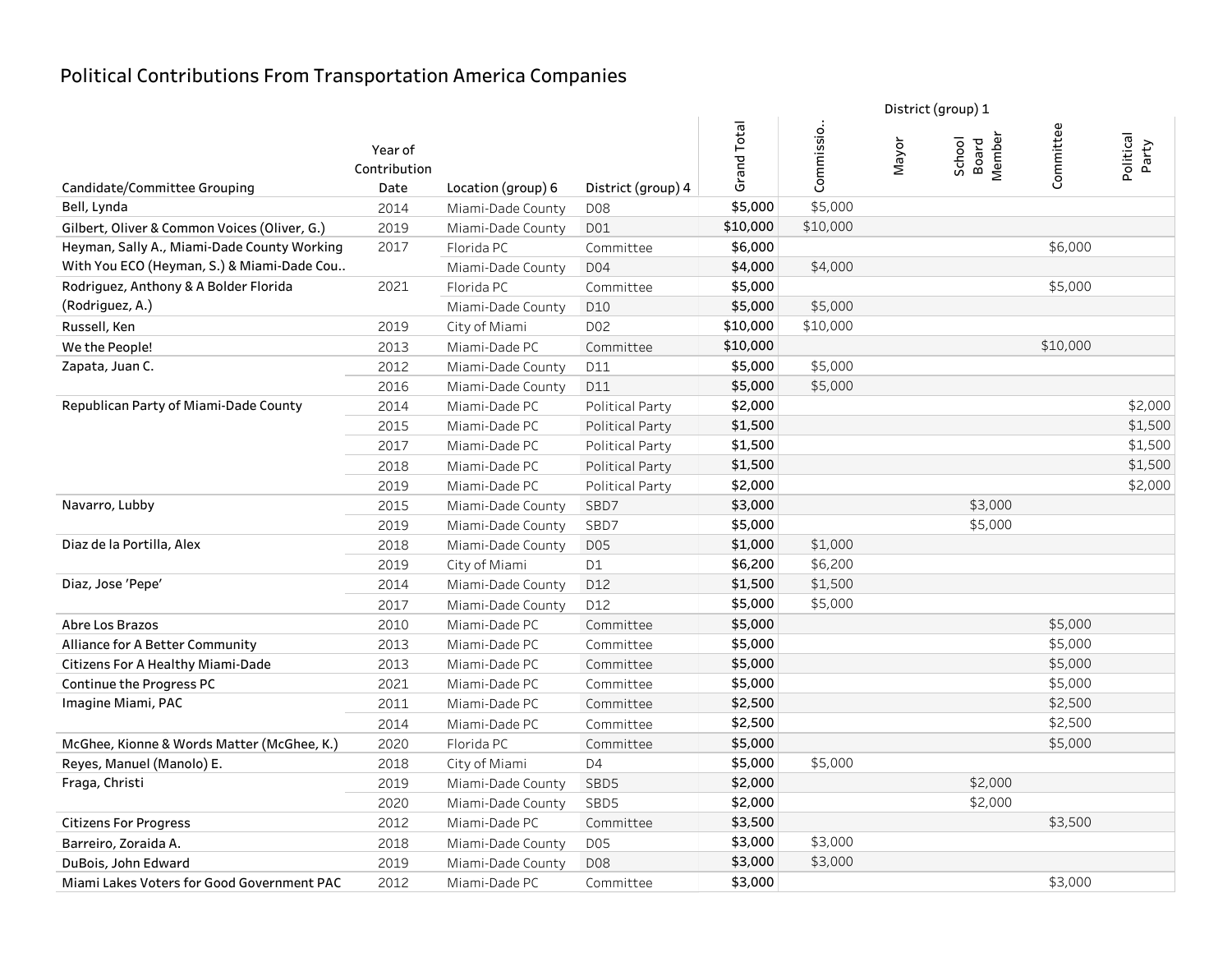## Political Contributions From Transportation America Companies

| Candidate/Committee Grouping | Year of Contribution Date | Location (group) 6 | District (group) 4 | Grand Total | District (group) 1 | | | | |
|---|---|---|---|---|---|---|---|---|---|
| | | | | | Commissio.. | Mayor | School Board Member | Committee | Political Party |
| Bell, Lynda | 2014 | Miami-Dade County | D08 | $5,000 | $5,000 | | | | |
| Gilbert, Oliver & Common Voices (Oliver, G.) | 2019 | Miami-Dade County | D01 | $10,000 | $10,000 | | | | |
| Heyman, Sally A., Miami-Dade County Working With You ECO (Heyman, S.) & Miami-Dade Cou.. | 2017 | Florida PC | Committee | $6,000 | | | | $6,000 | |
| | | Miami-Dade County | D04 | $4,000 | $4,000 | | | | |
| Rodriguez, Anthony & A Bolder Florida (Rodriguez, A.) | 2021 | Florida PC | Committee | $5,000 | | | | $5,000 | |
| | | Miami-Dade County | D10 | $5,000 | $5,000 | | | | |
| Russell, Ken | 2019 | City of Miami | D02 | $10,000 | $10,000 | | | | |
| We the People! | 2013 | Miami-Dade PC | Committee | $10,000 | | | | $10,000 | |
| Zapata, Juan C. | 2012 | Miami-Dade County | D11 | $5,000 | $5,000 | | | | |
| | 2016 | Miami-Dade County | D11 | $5,000 | $5,000 | | | | |
| Republican Party of Miami-Dade County | 2014 | Miami-Dade PC | Political Party | $2,000 | | | | | $2,000 |
| | 2015 | Miami-Dade PC | Political Party | $1,500 | | | | | $1,500 |
| | 2017 | Miami-Dade PC | Political Party | $1,500 | | | | | $1,500 |
| | 2018 | Miami-Dade PC | Political Party | $1,500 | | | | | $1,500 |
| | 2019 | Miami-Dade PC | Political Party | $2,000 | | | | | $2,000 |
| Navarro, Lubby | 2015 | Miami-Dade County | SBD7 | $3,000 | | | $3,000 | | |
| | 2019 | Miami-Dade County | SBD7 | $5,000 | | | $5,000 | | |
| Diaz de la Portilla, Alex | 2018 | Miami-Dade County | D05 | $1,000 | $1,000 | | | | |
| | 2019 | City of Miami | D1 | $6,200 | $6,200 | | | | |
| Diaz, Jose 'Pepe' | 2014 | Miami-Dade County | D12 | $1,500 | $1,500 | | | | |
| | 2017 | Miami-Dade County | D12 | $5,000 | $5,000 | | | | |
| Abre Los Brazos | 2010 | Miami-Dade PC | Committee | $5,000 | | | | $5,000 | |
| Alliance for A Better Community | 2013 | Miami-Dade PC | Committee | $5,000 | | | | $5,000 | |
| Citizens For A Healthy Miami-Dade | 2013 | Miami-Dade PC | Committee | $5,000 | | | | $5,000 | |
| Continue the Progress PC | 2021 | Miami-Dade PC | Committee | $5,000 | | | | $5,000 | |
| Imagine Miami, PAC | 2011 | Miami-Dade PC | Committee | $2,500 | | | | $2,500 | |
| | 2014 | Miami-Dade PC | Committee | $2,500 | | | | $2,500 | |
| McGhee, Kionne & Words Matter (McGhee, K.) | 2020 | Florida PC | Committee | $5,000 | | | | $5,000 | |
| Reyes, Manuel (Manolo) E. | 2018 | City of Miami | D4 | $5,000 | $5,000 | | | | |
| Fraga, Christi | 2019 | Miami-Dade County | SBD5 | $2,000 | | | $2,000 | | |
| | 2020 | Miami-Dade County | SBD5 | $2,000 | | | $2,000 | | |
| Citizens For Progress | 2012 | Miami-Dade PC | Committee | $3,500 | | | | $3,500 | |
| Barreiro, Zoraida A. | 2018 | Miami-Dade County | D05 | $3,000 | $3,000 | | | | |
| DuBois, John Edward | 2019 | Miami-Dade County | D08 | $3,000 | $3,000 | | | | |
| Miami Lakes Voters for Good Government PAC | 2012 | Miami-Dade PC | Committee | $3,000 | | | | $3,000 | |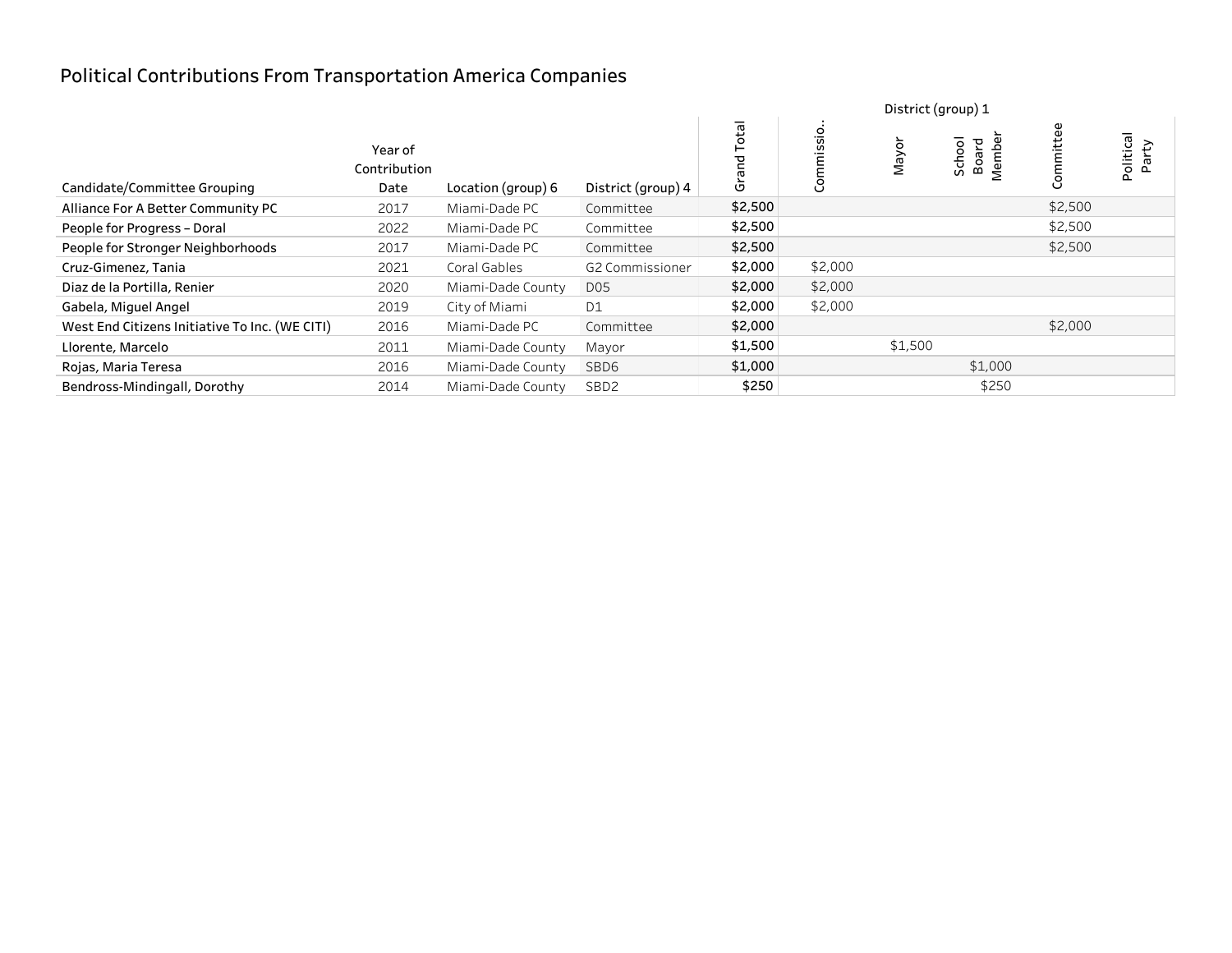# Political Contributions From Transportation America Companies

| Candidate/Committee Grouping | Year of Contribution Date | Location (group) 6 | District (group) 4 | Grand Total | District (group) 1 | | | | |
|---|---|---|---|---|---|---|---|---|---|
| | | | | | Commissio.. | Mayor | School Board Member | Committee | Political Party |
| Alliance For A Better Community PC | 2017 | Miami-Dade PC | Committee | $2,500 | | | | $2,500 | |
| People for Progress – Doral | 2022 | Miami-Dade PC | Committee | $2,500 | | | | $2,500 | |
| People for Stronger Neighborhoods | 2017 | Miami-Dade PC | Committee | $2,500 | | | | $2,500 | |
| Cruz-Gimenez, Tania | 2021 | Coral Gables | G2 Commissioner | $2,000 | $2,000 | | | | |
| Diaz de la Portilla, Renier | 2020 | Miami-Dade County | D05 | $2,000 | $2,000 | | | | |
| Gabela, Miguel Angel | 2019 | City of Miami | D1 | $2,000 | $2,000 | | | | |
| West End Citizens Initiative To Inc. (WE CITI) | 2016 | Miami-Dade PC | Committee | $2,000 | | | | $2,000 | |
| Llorente, Marcelo | 2011 | Miami-Dade County | Mayor | $1,500 | | $1,500 | | | |
| Rojas, Maria Teresa | 2016 | Miami-Dade County | SBD6 | $1,000 | | | $1,000 | | |
| Bendross-Mindingall, Dorothy | 2014 | Miami-Dade County | SBD2 | $250 | | | $250 | | |